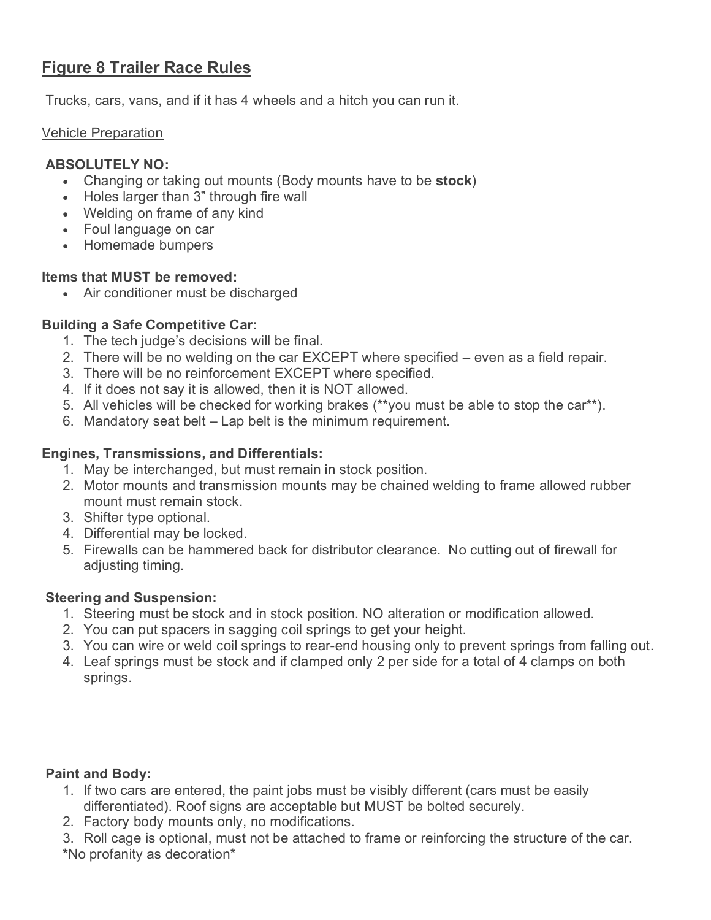# <u>Figure 8 Trailer Race Rules</u>

Trucks, cars, vans, and if it has 4 wheels and a hitch you can run it.

<u>Vehicle Preparation</u>

**ABSOLUTELY NO:**

- Changing or taking out mounts (Body mounts have to be **stock**)
- Holes larger than 3" through fire wall
- Welding on frame of any kind
- Foul language on car
- Homemade bumpers

**Items that MUST be removed:**

- Air conditioner must be discharged

**Building a Safe Competitive Car:**

1. The tech judge's decisions will be final.
2. There will be no welding on the car EXCEPT where specified – even as a field repair.
3. There will be no reinforcement EXCEPT where specified.
4. If it does not say it is allowed, then it is NOT allowed.
5. All vehicles will be checked for working brakes (**you must be able to stop the car**).
6. Mandatory seat belt – Lap belt is the minimum requirement.

**Engines, Transmissions, and Differentials:**

1. May be interchanged, but must remain in stock position.
2. Motor mounts and transmission mounts may be chained welding to frame allowed rubber mount must remain stock.
3. Shifter type optional.
4. Differential may be locked.
5. Firewalls can be hammered back for distributor clearance. No cutting out of firewall for adjusting timing.

**Steering and Suspension:**

1. Steering must be stock and in stock position. NO alteration or modification allowed.
2. You can put spacers in sagging coil springs to get your height.
3. You can wire or weld coil springs to rear-end housing only to prevent springs from falling out.
4. Leaf springs must be stock and if clamped only 2 per side for a total of 4 clamps on both springs.

**Paint and Body:**

1. If two cars are entered, the paint jobs must be visibly different (cars must be easily differentiated). Roof signs are acceptable but MUST be bolted securely.
2. Factory body mounts only, no modifications.
3. Roll cage is optional, must not be attached to frame or reinforcing the structure of the car.

***<u>No profanity as decoration*</u>**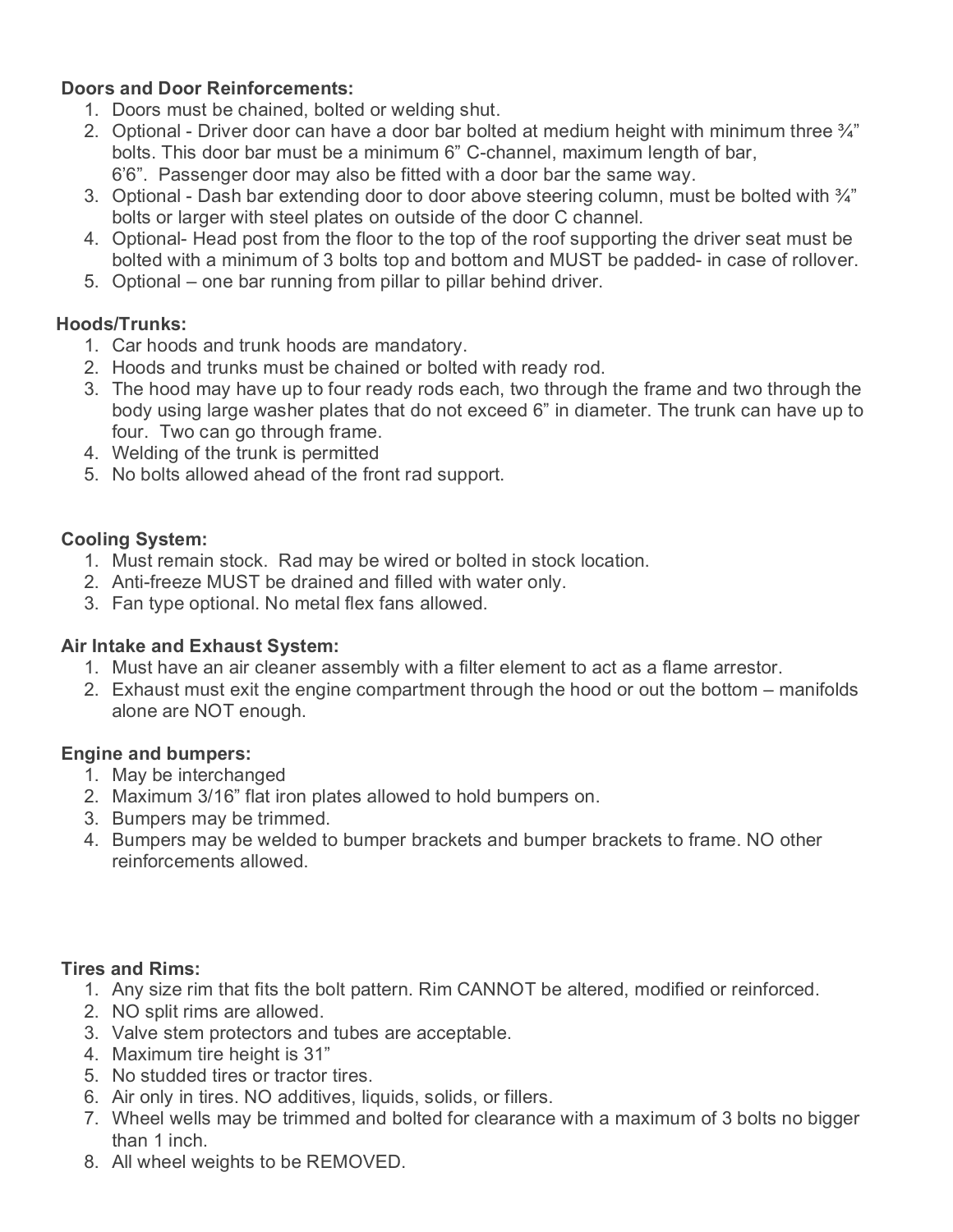**Doors and Door Reinforcements:**

1. Doors must be chained, bolted or welding shut.
2. Optional - Driver door can have a door bar bolted at medium height with minimum three ¾" bolts. This door bar must be a minimum 6" C-channel, maximum length of bar, 6'6". Passenger door may also be fitted with a door bar the same way.
3. Optional - Dash bar extending door to door above steering column, must be bolted with ¾" bolts or larger with steel plates on outside of the door C channel.
4. Optional- Head post from the floor to the top of the roof supporting the driver seat must be bolted with a minimum of 3 bolts top and bottom and MUST be padded- in case of rollover.
5. Optional – one bar running from pillar to pillar behind driver.

**Hoods/Trunks:**

1. Car hoods and trunk hoods are mandatory.
2. Hoods and trunks must be chained or bolted with ready rod.
3. The hood may have up to four ready rods each, two through the frame and two through the body using large washer plates that do not exceed 6" in diameter. The trunk can have up to four. Two can go through frame.
4. Welding of the trunk is permitted
5. No bolts allowed ahead of the front rad support.

**Cooling System:**

1. Must remain stock. Rad may be wired or bolted in stock location.
2. Anti-freeze MUST be drained and filled with water only.
3. Fan type optional. No metal flex fans allowed.

**Air Intake and Exhaust System:**

1. Must have an air cleaner assembly with a filter element to act as a flame arrestor.
2. Exhaust must exit the engine compartment through the hood or out the bottom – manifolds alone are NOT enough.

**Engine and bumpers:**

1. May be interchanged
2. Maximum 3/16" flat iron plates allowed to hold bumpers on.
3. Bumpers may be trimmed.
4. Bumpers may be welded to bumper brackets and bumper brackets to frame. NO other reinforcements allowed.

**Tires and Rims:**

1. Any size rim that fits the bolt pattern. Rim CANNOT be altered, modified or reinforced.
2. NO split rims are allowed.
3. Valve stem protectors and tubes are acceptable.
4. Maximum tire height is 31"
5. No studded tires or tractor tires.
6. Air only in tires. NO additives, liquids, solids, or fillers.
7. Wheel wells may be trimmed and bolted for clearance with a maximum of 3 bolts no bigger than 1 inch.
8. All wheel weights to be REMOVED.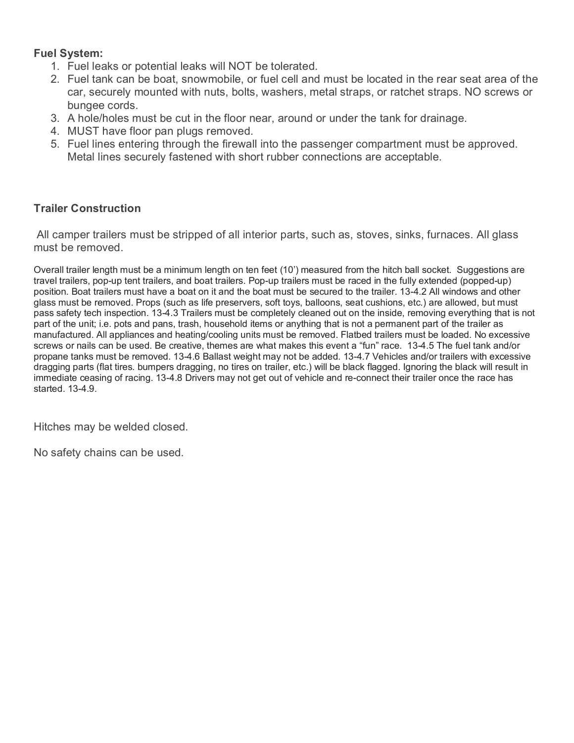**Fuel System:**

1. Fuel leaks or potential leaks will NOT be tolerated.
2. Fuel tank can be boat, snowmobile, or fuel cell and must be located in the rear seat area of the car, securely mounted with nuts, bolts, washers, metal straps, or ratchet straps. NO screws or bungee cords.
3. A hole/holes must be cut in the floor near, around or under the tank for drainage.
4. MUST have floor pan plugs removed.
5. Fuel lines entering through the firewall into the passenger compartment must be approved. Metal lines securely fastened with short rubber connections are acceptable.

**Trailer Construction**

All camper trailers must be stripped of all interior parts, such as, stoves, sinks, furnaces. All glass must be removed.

Overall trailer length must be a minimum length on ten feet (10') measured from the hitch ball socket. Suggestions are travel trailers, pop-up tent trailers, and boat trailers. Pop-up trailers must be raced in the fully extended (popped-up) position. Boat trailers must have a boat on it and the boat must be secured to the trailer. 13-4.2 All windows and other glass must be removed. Props (such as life preservers, soft toys, balloons, seat cushions, etc.) are allowed, but must pass safety tech inspection. 13-4.3 Trailers must be completely cleaned out on the inside, removing everything that is not part of the unit; i.e. pots and pans, trash, household items or anything that is not a permanent part of the trailer as manufactured. All appliances and heating/cooling units must be removed. Flatbed trailers must be loaded. No excessive screws or nails can be used. Be creative, themes are what makes this event a "fun" race. 13-4.5 The fuel tank and/or propane tanks must be removed. 13-4.6 Ballast weight may not be added. 13-4.7 Vehicles and/or trailers with excessive dragging parts (flat tires. bumpers dragging, no tires on trailer, etc.) will be black flagged. Ignoring the black will result in immediate ceasing of racing. 13-4.8 Drivers may not get out of vehicle and re-connect their trailer once the race has started. 13-4.9.

Hitches may be welded closed.

No safety chains can be used.